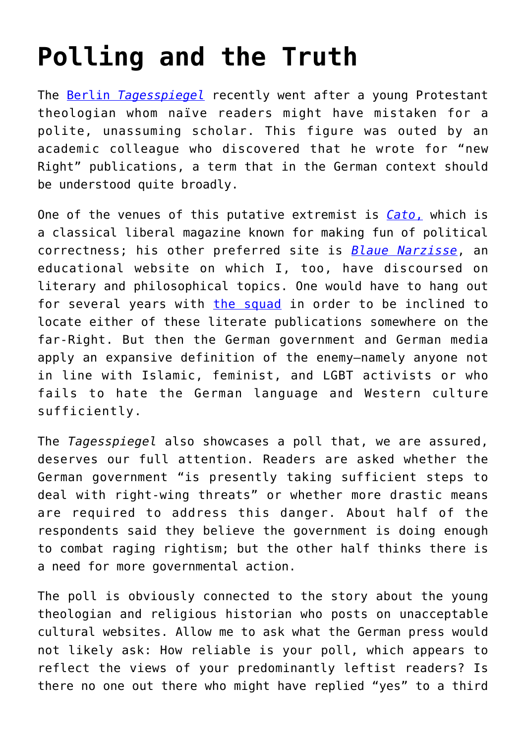# Polling and the Truth

The Berlin *Tagesspiegel* recently went after a young Protestant theologian whom naïve readers might have mistaken for a polite, unassuming scholar. This figure was outed by an academic colleague who discovered that he wrote for "new Right" publications, a term that in the German context should be understood quite broadly.

One of the venues of this putative extremist is *Cato*, which is a classical liberal magazine known for making fun of political correctness; his other preferred site is *Blaue Narzisse*, an educational website on which I, too, have discoursed on literary and philosophical topics. One would have to hang out for several years with the squad in order to be inclined to locate either of these literate publications somewhere on the far-Right. But then the German government and German media apply an expansive definition of the enemy—namely anyone not in line with Islamic, feminist, and LGBT activists or who fails to hate the German language and Western culture sufficiently.

The *Tagesspiegel* also showcases a poll that, we are assured, deserves our full attention. Readers are asked whether the German government "is presently taking sufficient steps to deal with right-wing threats" or whether more drastic means are required to address this danger. About half of the respondents said they believe the government is doing enough to combat raging rightism; but the other half thinks there is a need for more governmental action.

The poll is obviously connected to the story about the young theologian and religious historian who posts on unacceptable cultural websites. Allow me to ask what the German press would not likely ask: How reliable is your poll, which appears to reflect the views of your predominantly leftist readers? Is there no one out there who might have replied "yes" to a third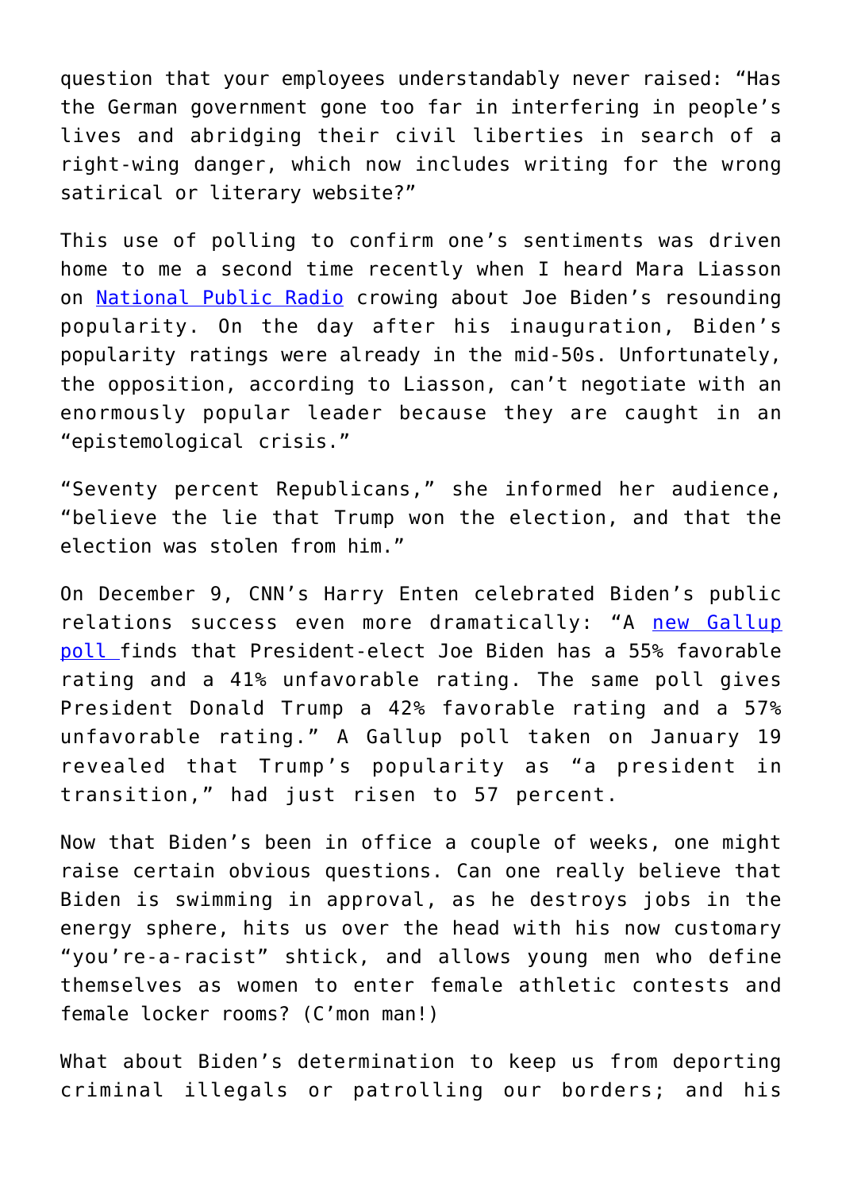question that your employees understandably never raised: "Has the German government gone too far in interfering in people's lives and abridging their civil liberties in search of a right-wing danger, which now includes writing for the wrong satirical or literary website?"

This use of polling to confirm one's sentiments was driven home to me a second time recently when I heard Mara Liasson on [National Public Radio]() crowing about Joe Biden's resounding popularity. On the day after his inauguration, Biden's popularity ratings were already in the mid-50s. Unfortunately, the opposition, according to Liasson, can't negotiate with an enormously popular leader because they are caught in an "epistemological crisis."

"Seventy percent Republicans," she informed her audience, "believe the lie that Trump won the election, and that the election was stolen from him."

On December 9, CNN's Harry Enten celebrated Biden's public relations success even more dramatically: "A [new Gallup poll]() finds that President-elect Joe Biden has a 55% favorable rating and a 41% unfavorable rating. The same poll gives President Donald Trump a 42% favorable rating and a 57% unfavorable rating." A Gallup poll taken on January 19 revealed that Trump's popularity as "a president in transition," had just risen to 57 percent.

Now that Biden's been in office a couple of weeks, one might raise certain obvious questions. Can one really believe that Biden is swimming in approval, as he destroys jobs in the energy sphere, hits us over the head with his now customary "you're-a-racist" shtick, and allows young men who define themselves as women to enter female athletic contests and female locker rooms? (C'mon man!)

What about Biden's determination to keep us from deporting criminal illegals or patrolling our borders; and his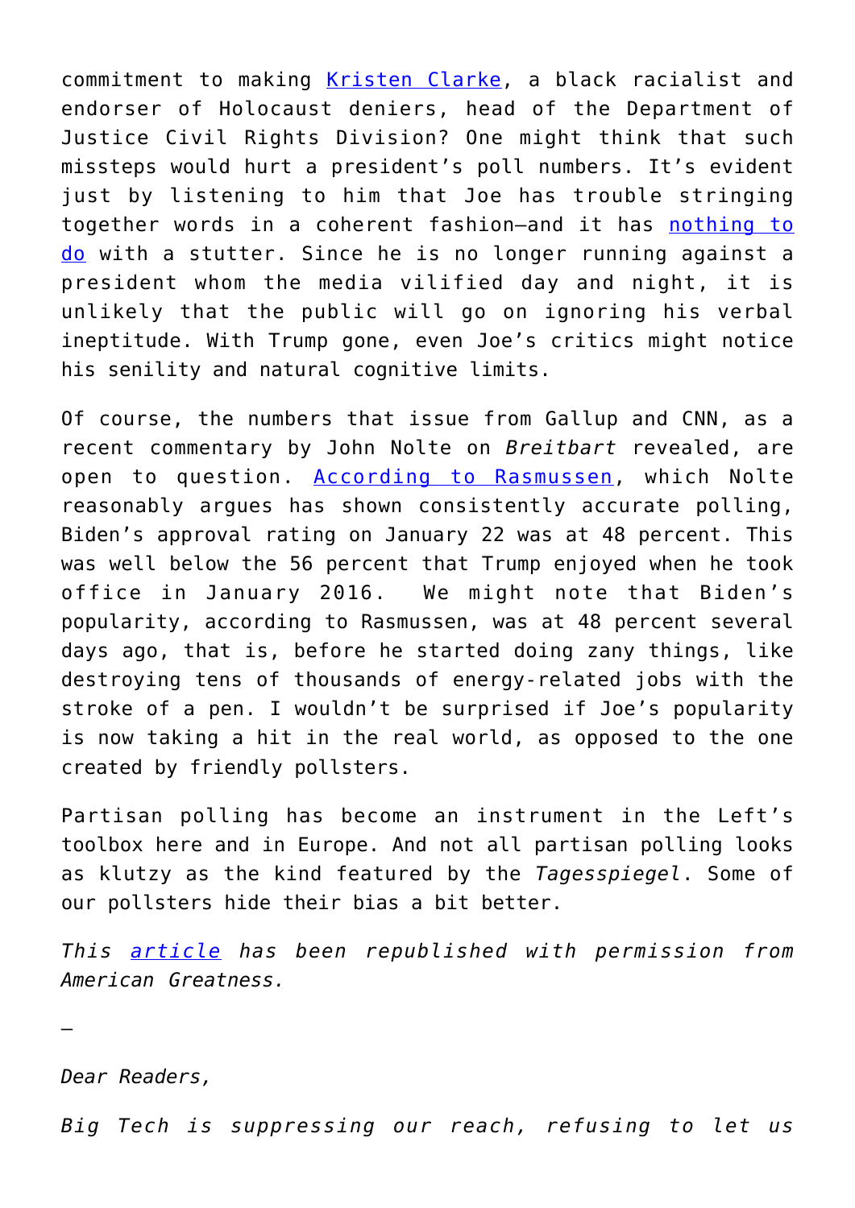commitment to making [Kristen Clarke], a black racialist and endorser of Holocaust deniers, head of the Department of Justice Civil Rights Division? One might think that such missteps would hurt a president's poll numbers. It's evident just by listening to him that Joe has trouble stringing together words in a coherent fashion—and it has [nothing to do] with a stutter. Since he is no longer running against a president whom the media vilified day and night, it is unlikely that the public will go on ignoring his verbal ineptitude. With Trump gone, even Joe's critics might notice his senility and natural cognitive limits.

Of course, the numbers that issue from Gallup and CNN, as a recent commentary by John Nolte on *Breitbart* revealed, are open to question. [According to Rasmussen], which Nolte reasonably argues has shown consistently accurate polling, Biden's approval rating on January 22 was at 48 percent. This was well below the 56 percent that Trump enjoyed when he took office in January 2016. We might note that Biden's popularity, according to Rasmussen, was at 48 percent several days ago, that is, before he started doing zany things, like destroying tens of thousands of energy-related jobs with the stroke of a pen. I wouldn't be surprised if Joe's popularity is now taking a hit in the real world, as opposed to the one created by friendly pollsters.

Partisan polling has become an instrument in the Left's toolbox here and in Europe. And not all partisan polling looks as klutzy as the kind featured by the *Tagesspiegel*. Some of our pollsters hide their bias a bit better.

*This [article] has been republished with permission from American Greatness.*

—

*Dear Readers,*

*Big Tech is suppressing our reach, refusing to let us*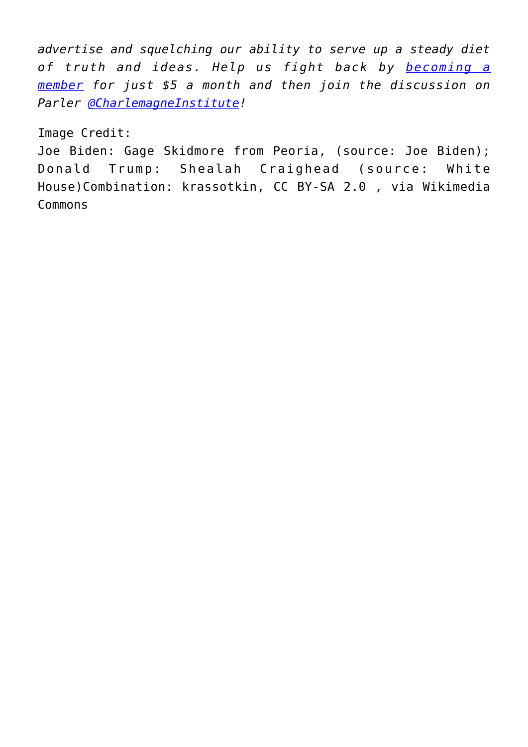*advertise and squelching our ability to serve up a steady diet of truth and ideas. Help us fight back by [becoming a member](#) for just $5 a month and then join the discussion on Parler [@CharlemagneInstitute](#)!*

Image Credit:
Joe Biden: Gage Skidmore from Peoria, (source: Joe Biden); Donald Trump: Shealah Craighead (source: White House)Combination: krassotkin, CC BY-SA 2.0 , via Wikimedia Commons